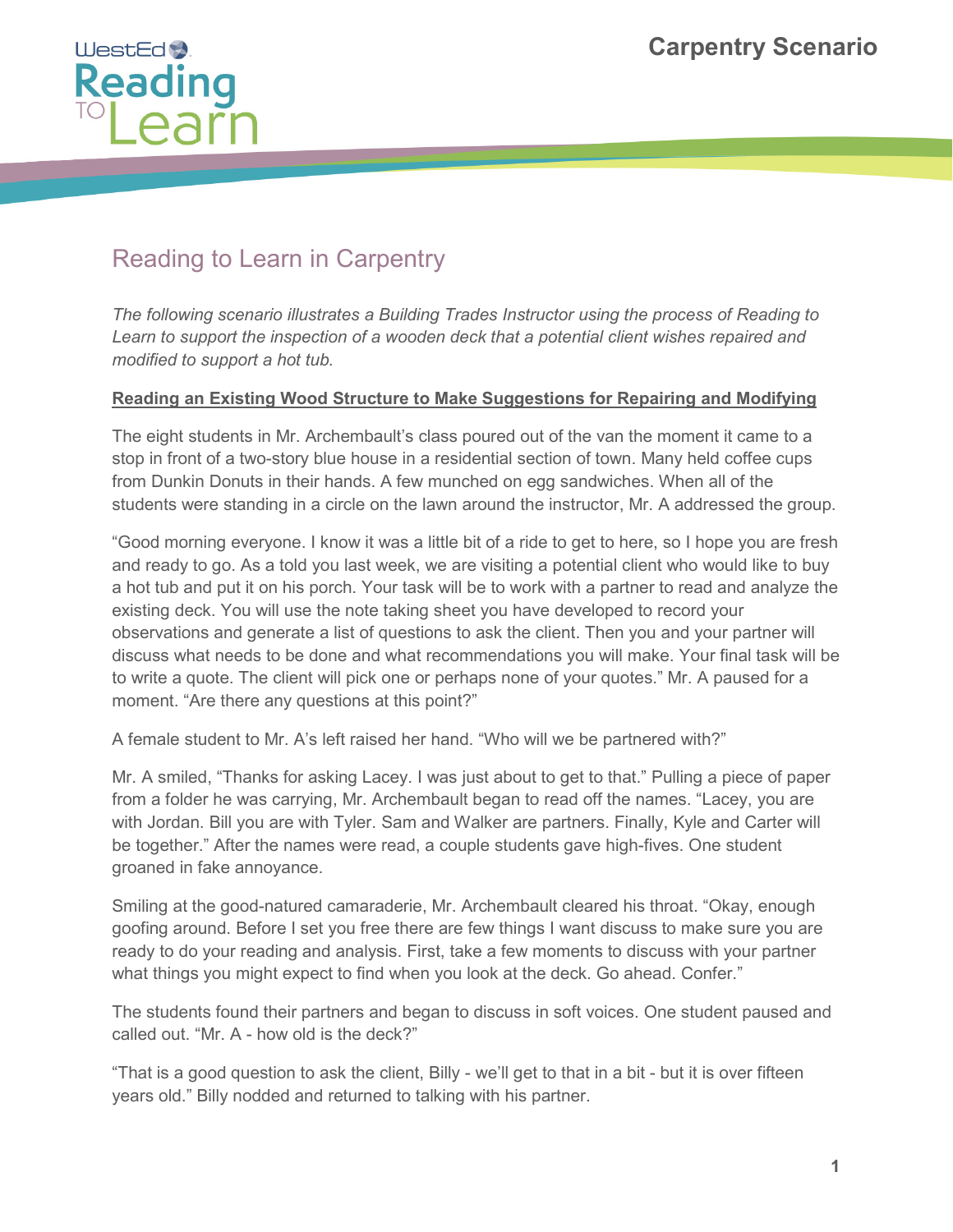# Reading to Learn in Carpentry

*The following scenario illustrates a Building Trades Instructor using the process of Reading to Learn to support the inspection of a wooden deck that a potential client wishes repaired and modified to support a hot tub.*

**Reading an Existing Wood Structure to Make Suggestions for Repairing and Modifying**

The eight students in Mr. Archembault's class poured out of the van the moment it came to a stop in front of a two-story blue house in a residential section of town. Many held coffee cups from Dunkin Donuts in their hands. A few munched on egg sandwiches. When all of the students were standing in a circle on the lawn around the instructor, Mr. A addressed the group.

"Good morning everyone. I know it was a little bit of a ride to get to here, so I hope you are fresh and ready to go. As a told you last week, we are visiting a potential client who would like to buy a hot tub and put it on his porch. Your task will be to work with a partner to read and analyze the existing deck. You will use the note taking sheet you have developed to record your observations and generate a list of questions to ask the client. Then you and your partner will discuss what needs to be done and what recommendations you will make. Your final task will be to write a quote. The client will pick one or perhaps none of your quotes." Mr. A paused for a moment. "Are there any questions at this point?"

A female student to Mr. A's left raised her hand. "Who will we be partnered with?"

Mr. A smiled, "Thanks for asking Lacey. I was just about to get to that." Pulling a piece of paper from a folder he was carrying, Mr. Archembault began to read off the names. "Lacey, you are with Jordan. Bill you are with Tyler. Sam and Walker are partners. Finally, Kyle and Carter will be together." After the names were read, a couple students gave high-fives. One student groaned in fake annoyance.

Smiling at the good-natured camaraderie, Mr. Archembault cleared his throat. "Okay, enough goofing around. Before I set you free there are few things I want discuss to make sure you are ready to do your reading and analysis. First, take a few moments to discuss with your partner what things you might expect to find when you look at the deck. Go ahead. Confer."

The students found their partners and began to discuss in soft voices. One student paused and called out. "Mr. A - how old is the deck?"

"That is a good question to ask the client, Billy - we'll get to that in a bit - but it is over fifteen years old." Billy nodded and returned to talking with his partner.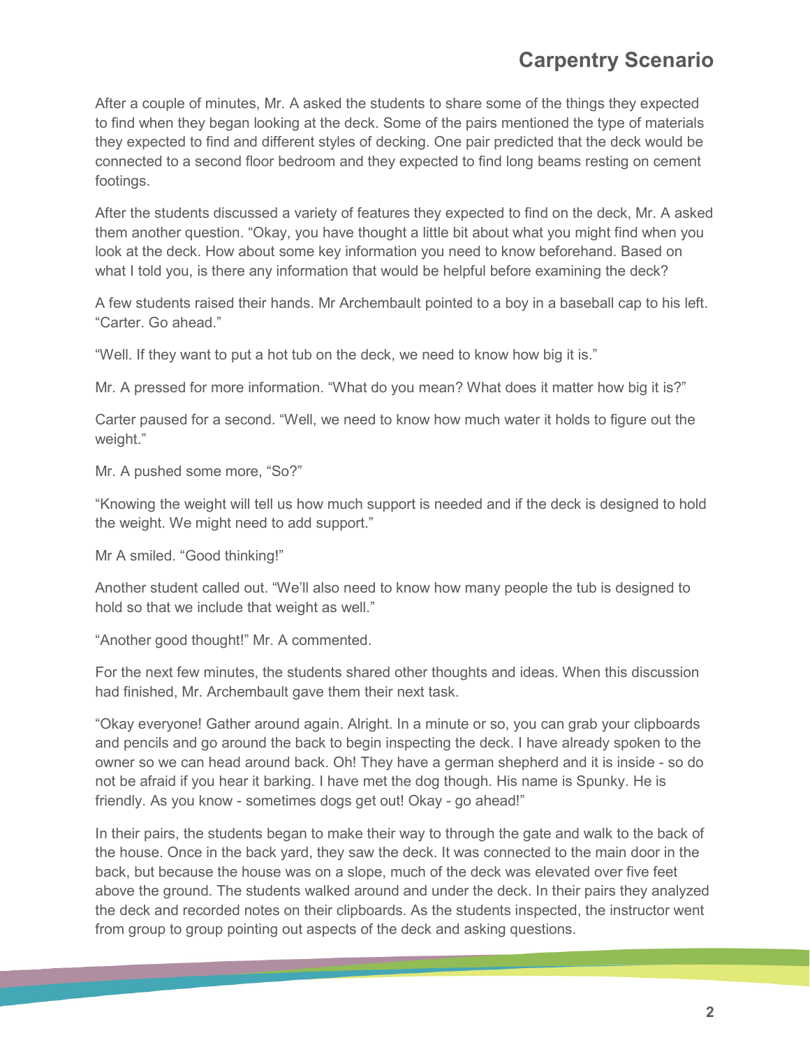After a couple of minutes, Mr. A asked the students to share some of the things they expected to find when they began looking at the deck. Some of the pairs mentioned the type of materials they expected to find and different styles of decking. One pair predicted that the deck would be connected to a second floor bedroom and they expected to find long beams resting on cement footings.

After the students discussed a variety of features they expected to find on the deck, Mr. A asked them another question. "Okay, you have thought a little bit about what you might find when you look at the deck. How about some key information you need to know beforehand. Based on what I told you, is there any information that would be helpful before examining the deck?

A few students raised their hands. Mr Archembault pointed to a boy in a baseball cap to his left. "Carter. Go ahead."

"Well. If they want to put a hot tub on the deck, we need to know how big it is."

Mr. A pressed for more information. "What do you mean? What does it matter how big it is?"

Carter paused for a second. "Well, we need to know how much water it holds to figure out the weight."

Mr. A pushed some more, "So?"

"Knowing the weight will tell us how much support is needed and if the deck is designed to hold the weight. We might need to add support."

Mr A smiled. "Good thinking!"

Another student called out. "We'll also need to know how many people the tub is designed to hold so that we include that weight as well."

"Another good thought!" Mr. A commented.

For the next few minutes, the students shared other thoughts and ideas. When this discussion had finished, Mr. Archembault gave them their next task.

"Okay everyone! Gather around again. Alright. In a minute or so, you can grab your clipboards and pencils and go around the back to begin inspecting the deck. I have already spoken to the owner so we can head around back. Oh! They have a german shepherd and it is inside - so do not be afraid if you hear it barking. I have met the dog though. His name is Spunky. He is friendly. As you know - sometimes dogs get out! Okay - go ahead!"

In their pairs, the students began to make their way to through the gate and walk to the back of the house. Once in the back yard, they saw the deck. It was connected to the main door in the back, but because the house was on a slope, much of the deck was elevated over five feet above the ground. The students walked around and under the deck. In their pairs they analyzed the deck and recorded notes on their clipboards. As the students inspected, the instructor went from group to group pointing out aspects of the deck and asking questions.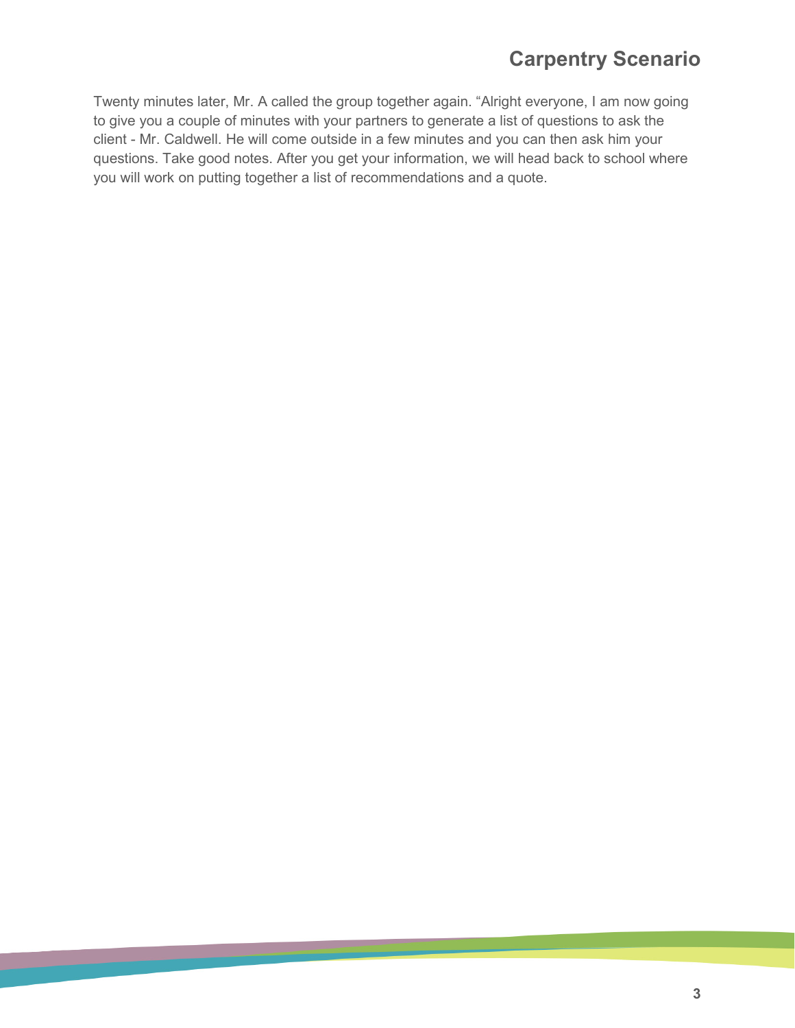Twenty minutes later, Mr. A called the group together again. "Alright everyone, I am now going to give you a couple of minutes with your partners to generate a list of questions to ask the client - Mr. Caldwell. He will come outside in a few minutes and you can then ask him your questions. Take good notes. After you get your information, we will head back to school where you will work on putting together a list of recommendations and a quote.